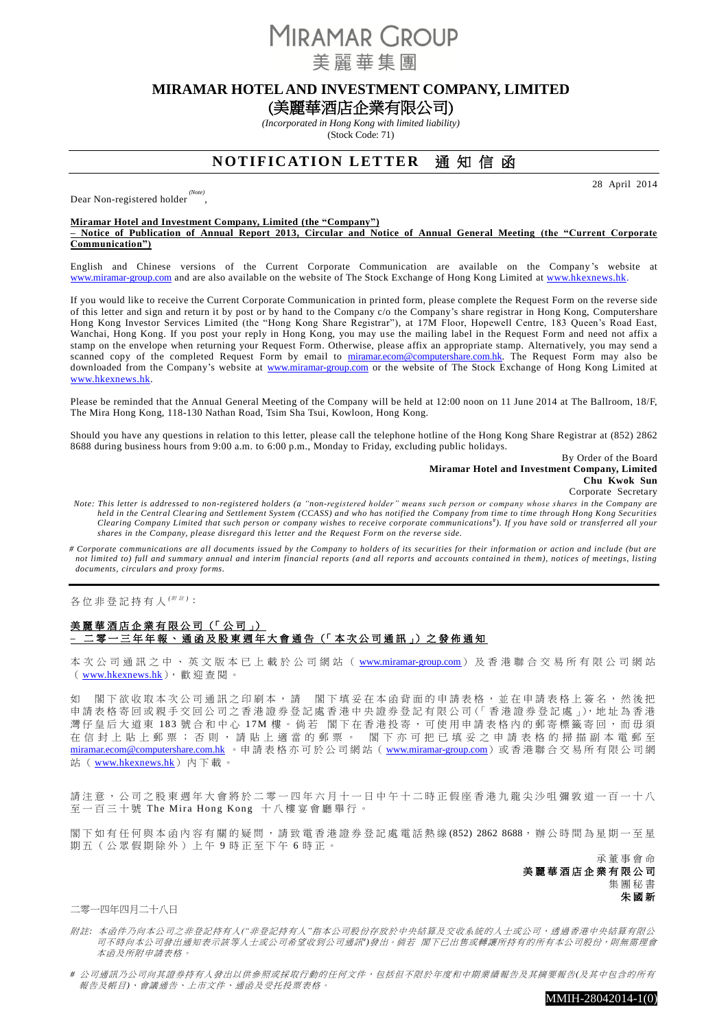# MIRAMAR GROUP
美麗華集團

## MIRAMAR HOTEL AND INVESTMENT COMPANY, LIMITED
## (美麗華酒店企業有限公司)

*(Incorporated in Hong Kong with limited liability)*
(Stock Code: 71)

## NOTIFICATION LETTER 通知信函

28 April 2014

Dear Non-registered holder *(Note)*,

**Miramar Hotel and Investment Company, Limited (the "Company")**
**– Notice of Publication of Annual Report 2013, Circular and Notice of Annual General Meeting (the "Current Corporate Communication")**

English and Chinese versions of the Current Corporate Communication are available on the Company's website at www.miramar-group.com and are also available on the website of The Stock Exchange of Hong Kong Limited at www.hkexnews.hk.

If you would like to receive the Current Corporate Communication in printed form, please complete the Request Form on the reverse side of this letter and sign and return it by post or by hand to the Company c/o the Company's share registrar in Hong Kong, Computershare Hong Kong Investor Services Limited (the "Hong Kong Share Registrar"), at 17M Floor, Hopewell Centre, 183 Queen's Road East, Wanchai, Hong Kong. If you post your reply in Hong Kong, you may use the mailing label in the Request Form and need not affix a stamp on the envelope when returning your Request Form. Otherwise, please affix an appropriate stamp. Alternatively, you may send a scanned copy of the completed Request Form by email to miramar.ecom@computershare.com.hk. The Request Form may also be downloaded from the Company's website at www.miramar-group.com or the website of The Stock Exchange of Hong Kong Limited at www.hkexnews.hk.

Please be reminded that the Annual General Meeting of the Company will be held at 12:00 noon on 11 June 2014 at The Ballroom, 18/F, The Mira Hong Kong, 118-130 Nathan Road, Tsim Sha Tsui, Kowloon, Hong Kong.

Should you have any questions in relation to this letter, please call the telephone hotline of the Hong Kong Share Registrar at (852) 2862 8688 during business hours from 9:00 a.m. to 6:00 p.m., Monday to Friday, excluding public holidays.

By Order of the Board
**Miramar Hotel and Investment Company, Limited**
**Chu Kwok Sun**
Corporate Secretary

*Note: This letter is addressed to non-registered holders (a "non-registered holder" means such person or company whose shares in the Company are held in the Central Clearing and Settlement System (CCASS) and who has notified the Company from time to time through Hong Kong Securities Clearing Company Limited that such person or company wishes to receive corporate communications#). If you have sold or transferred all your shares in the Company, please disregard this letter and the Request Form on the reverse side.*

*# Corporate communications are all documents issued by the Company to holders of its securities for their information or action and include (but are not limited to) full and summary annual and interim financial reports (and all reports and accounts contained in them), notices of meetings, listing documents, circulars and proxy forms.*

---

各位非登記持有人*(附註)*：

**美麗華酒店企業有限公司（「公司」）**
**– 二零一三年年報、通函及股東週年大會通告（「本次公司通訊」）之發佈通知**

本次公司通訊之中、英文版本已上載於公司網站（www.miramar-group.com）及香港聯合交易所有限公司網站（www.hkexnews.hk），歡迎查閱。

如 閣下欲收取本次公司通訊之印刷本，請 閣下填妥在本函背面的申請表格，並在申請表格上簽名，然後把申請表格寄回或親手交回公司之香港證券登記處香港中央證券登記有限公司(「香港證券登記處」)，地址為香港灣仔皇后大道東183號合和中心17M樓。倘若 閣下在香港投寄，可使用申請表格內的郵寄標籤寄回，而毋須在信封上貼上郵票；否則，請貼上適當的郵票。 閣下亦可把已填妥之申請表格的掃描副本電郵至miramar.ecom@computershare.com.hk。申請表格亦可於公司網站（www.miramar-group.com）或香港聯合交易所有限公司網站（www.hkexnews.hk）內下載。

請注意，公司之股東週年大會將於二零一四年六月十一日中午十二時正假座香港九龍尖沙咀彌敦道一百一十八至一百三十號 The Mira Hong Kong 十八樓宴會廳舉行。

閣下如有任何與本函內容有關的疑問，請致電香港證券登記處電話熱線(852) 2862 8688，辦公時間為星期一至星期五（公眾假期除外）上午9時正至下午6時正。

承董事會命
**美麗華酒店企業有限公司**
集團秘書
**朱國新**

二零一四年四月二十八日

*附註：本函件乃向本公司之非登記持有人("非登記持有人"指本公司股份存放於中央結算及交收系統的人士或公司，透過香港中央結算有限公司不時向本公司發出通知表示該等人士或公司希望收到公司通訊#)發出。倘若 閣下已出售或轉讓所持有的所有本公司股份，則無需理會本函及所附申請表格。*

*# 公司通訊乃公司向其證券持有人發出以供參照或採取行動的任何文件，包括但不限於年度和中期業績報告及其摘要報告(及其中包含的所有報告及帳目)、會議通告、上市文件、通函及受托投票表格。*

MMIH-28042014-1(0)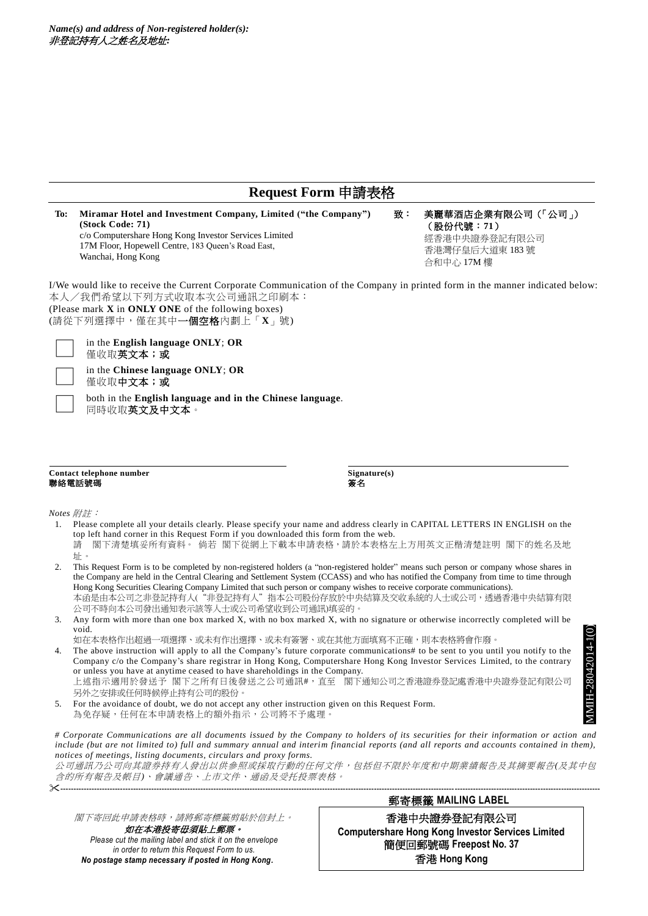***Name(s) and address of Non-registered holder(s):***
***非登記持有人之姓名及地址:***

# Request Form 申請表格

**To: Miramar Hotel and Investment Company, Limited ("the Company") (Stock Code: 71)**
c/o Computershare Hong Kong Investor Services Limited
17M Floor, Hopewell Centre, 183 Queen's Road East,
Wanchai, Hong Kong

**致：美麗華酒店企業有限公司（「公司」）（股份代號：71）**
經香港中央證券登記有限公司
香港灣仔皇后大道東 183 號
合和中心 17M 樓

I/We would like to receive the Current Corporate Communication of the Company in printed form in the manner indicated below:
本人／我們希望以下列方式收取本次公司通訊之印刷本：
(Please mark **X** in **ONLY ONE** of the following boxes)
(請從下列選擇中，僅在其中**一個空格**內劃上「**X**」號)

☐ in the **English language ONLY**; **OR**
僅收取**英文本；或**

☐ in the **Chinese language ONLY**; **OR**
僅收取**中文本；或**

☐ both in the **English language and in the Chinese language**.
同時收取**英文及中文本**。

**Contact telephone number**
**聯絡電話號碼**

**Signature(s)**
**簽名**

*Notes 附註：*

1. Please complete all your details clearly. Please specify your name and address clearly in CAPITAL LETTERS IN ENGLISH on the top left hand corner in this Request Form if you downloaded this form from the web.
請　閣下清楚填妥所有資料。 倘若　閣下從網上下載本申請表格，請於本表格左上方用英文正楷清楚註明　閣下的姓名及地址。
2. This Request Form is to be completed by non-registered holders (a "non-registered holder" means such person or company whose shares in the Company are held in the Central Clearing and Settlement System (CCASS) and who has notified the Company from time to time through Hong Kong Securities Clearing Company Limited that such person or company wishes to receive corporate communications).
本函是由本公司之非登記持有人("非登記持有人"指本公司股份存放於中央結算及交收系統的人士或公司，透過香港中央結算有限公司不時向本公司發出通知表示該等人士或公司希望收到公司通訊)填妥的。
3. Any form with more than one box marked X, with no box marked X, with no signature or otherwise incorrectly completed will be void.
如在本表格作出超過一項選擇、或未有作出選擇、或未有簽署、或在其他方面填寫不正確，則本表格將會作廢。
4. The above instruction will apply to all the Company's future corporate communications# to be sent to you until you notify to the Company c/o the Company's share registrar in Hong Kong, Computershare Hong Kong Investor Services Limited, to the contrary or unless you have at anytime ceased to have shareholdings in the Company.
上述指示適用於發送予　閣下之所有日後發送之公司通訊#，直至　閣下通知公司之香港證券登記處香港中央證券登記有限公司另外之安排或任何時候停止持有公司的股份。
5. For the avoidance of doubt, we do not accept any other instruction given on this Request Form.
為免存疑，任何在本申請表格上的額外指示，公司將不予處理。

*# Corporate Communications are all documents issued by the Company to holders of its securities for their information or action and include (but are not limited to) full and summary annual and interim financial reports (and all reports and accounts contained in them), notices of meetings, listing documents, circulars and proxy forms.*
*公司通訊乃公司向其證券持有人發出以供參照或採取行動的任何文件，包括但不限於年度和中期業績報告及其摘要報告(及其中包含的所有報告及帳目)、會議通告、上市文件、通函及受托投票表格。*

MMIH-28042014-1(0)

*閣下寄回此申請表格時，請將郵寄標籤剪貼於信封上。*
***如在本港投寄毋須貼上郵票。***
*Please cut the mailing label and stick it on the envelope in order to return this Request Form to us.*
***No postage stamp necessary if posted in Hong Kong.***

**郵寄標籤 MAILING LABEL**

**香港中央證券登記有限公司**
**Computershare Hong Kong Investor Services Limited**
**簡便回郵號碼 Freepost No. 37**
**香港 Hong Kong**